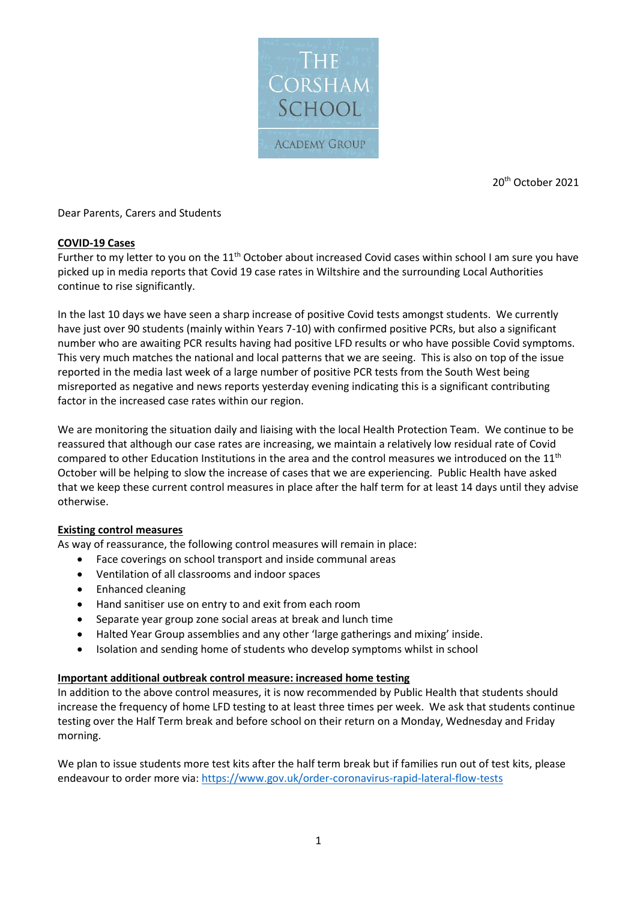THE CORSHAM SCHOOL

ACADEMY GROUP

20th October 2021

Dear Parents, Carers and Students

**COVID-19 Cases**

Further to my letter to you on the 11th October about increased Covid cases within school I am sure you have picked up in media reports that Covid 19 case rates in Wiltshire and the surrounding Local Authorities continue to rise significantly.

In the last 10 days we have seen a sharp increase of positive Covid tests amongst students. We currently have just over 90 students (mainly within Years 7-10) with confirmed positive PCRs, but also a significant number who are awaiting PCR results having had positive LFD results or who have possible Covid symptoms. This very much matches the national and local patterns that we are seeing. This is also on top of the issue reported in the media last week of a large number of positive PCR tests from the South West being misreported as negative and news reports yesterday evening indicating this is a significant contributing factor in the increased case rates within our region.

We are monitoring the situation daily and liaising with the local Health Protection Team. We continue to be reassured that although our case rates are increasing, we maintain a relatively low residual rate of Covid compared to other Education Institutions in the area and the control measures we introduced on the 11th October will be helping to slow the increase of cases that we are experiencing. Public Health have asked that we keep these current control measures in place after the half term for at least 14 days until they advise otherwise.

**Existing control measures**

As way of reassurance, the following control measures will remain in place:

- Face coverings on school transport and inside communal areas
- Ventilation of all classrooms and indoor spaces
- Enhanced cleaning
- Hand sanitiser use on entry to and exit from each room
- Separate year group zone social areas at break and lunch time
- Halted Year Group assemblies and any other 'large gatherings and mixing' inside.
- Isolation and sending home of students who develop symptoms whilst in school

**Important additional outbreak control measure: increased home testing**

In addition to the above control measures, it is now recommended by Public Health that students should increase the frequency of home LFD testing to at least three times per week. We ask that students continue testing over the Half Term break and before school on their return on a Monday, Wednesday and Friday morning.

We plan to issue students more test kits after the half term break but if families run out of test kits, please endeavour to order more via: https://www.gov.uk/order-coronavirus-rapid-lateral-flow-tests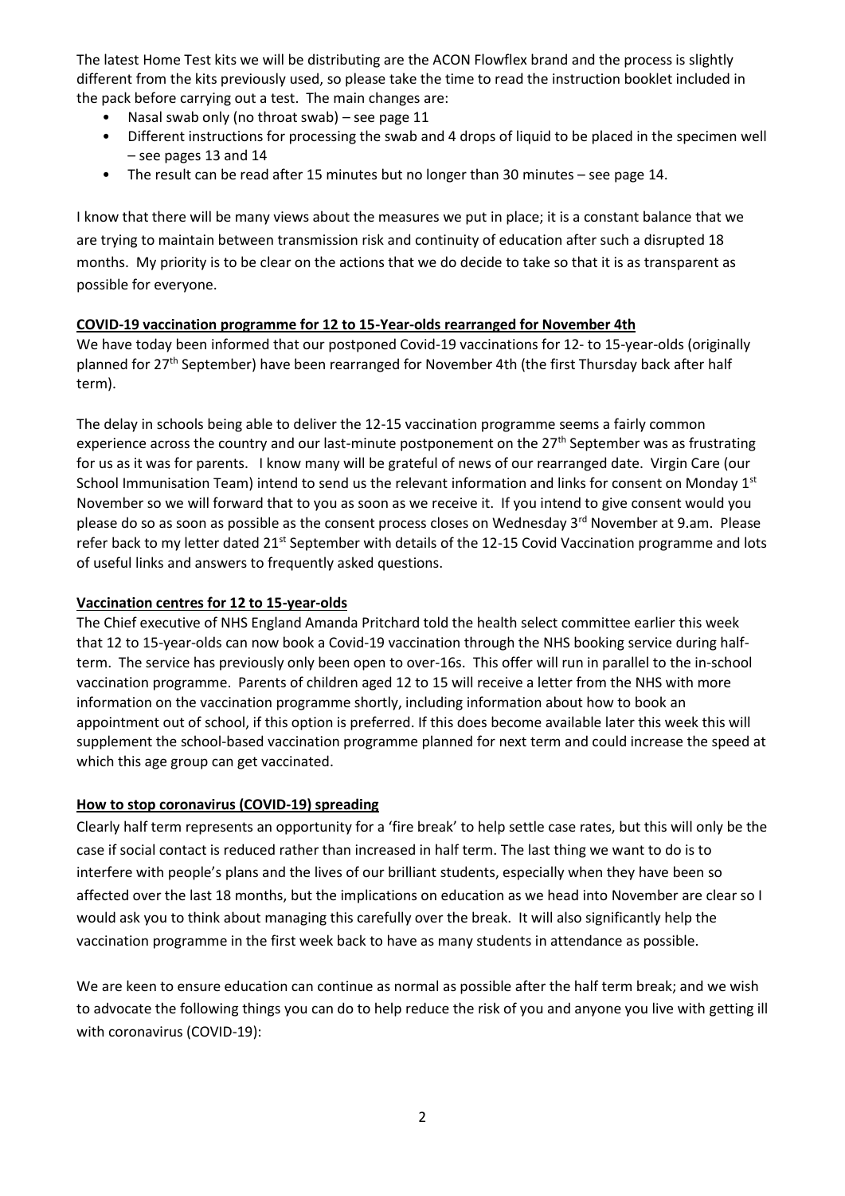The latest Home Test kits we will be distributing are the ACON Flowflex brand and the process is slightly different from the kits previously used, so please take the time to read the instruction booklet included in the pack before carrying out a test. The main changes are:

- Nasal swab only (no throat swab) – see page 11
- Different instructions for processing the swab and 4 drops of liquid to be placed in the specimen well – see pages 13 and 14
- The result can be read after 15 minutes but no longer than 30 minutes – see page 14.

I know that there will be many views about the measures we put in place; it is a constant balance that we are trying to maintain between transmission risk and continuity of education after such a disrupted 18 months. My priority is to be clear on the actions that we do decide to take so that it is as transparent as possible for everyone.

**COVID-19 vaccination programme for 12 to 15-Year-olds rearranged for November 4th**

We have today been informed that our postponed Covid-19 vaccinations for 12- to 15-year-olds (originally planned for 27th September) have been rearranged for November 4th (the first Thursday back after half term).

The delay in schools being able to deliver the 12-15 vaccination programme seems a fairly common experience across the country and our last-minute postponement on the 27th September was as frustrating for us as it was for parents. I know many will be grateful of news of our rearranged date. Virgin Care (our School Immunisation Team) intend to send us the relevant information and links for consent on Monday 1st November so we will forward that to you as soon as we receive it. If you intend to give consent would you please do so as soon as possible as the consent process closes on Wednesday 3rd November at 9.am. Please refer back to my letter dated 21st September with details of the 12-15 Covid Vaccination programme and lots of useful links and answers to frequently asked questions.

**Vaccination centres for 12 to 15-year-olds**

The Chief executive of NHS England Amanda Pritchard told the health select committee earlier this week that 12 to 15-year-olds can now book a Covid-19 vaccination through the NHS booking service during half-term. The service has previously only been open to over-16s. This offer will run in parallel to the in-school vaccination programme. Parents of children aged 12 to 15 will receive a letter from the NHS with more information on the vaccination programme shortly, including information about how to book an appointment out of school, if this option is preferred. If this does become available later this week this will supplement the school-based vaccination programme planned for next term and could increase the speed at which this age group can get vaccinated.

**How to stop coronavirus (COVID-19) spreading**

Clearly half term represents an opportunity for a 'fire break' to help settle case rates, but this will only be the case if social contact is reduced rather than increased in half term. The last thing we want to do is to interfere with people's plans and the lives of our brilliant students, especially when they have been so affected over the last 18 months, but the implications on education as we head into November are clear so I would ask you to think about managing this carefully over the break. It will also significantly help the vaccination programme in the first week back to have as many students in attendance as possible.

We are keen to ensure education can continue as normal as possible after the half term break; and we wish to advocate the following things you can do to help reduce the risk of you and anyone you live with getting ill with coronavirus (COVID-19):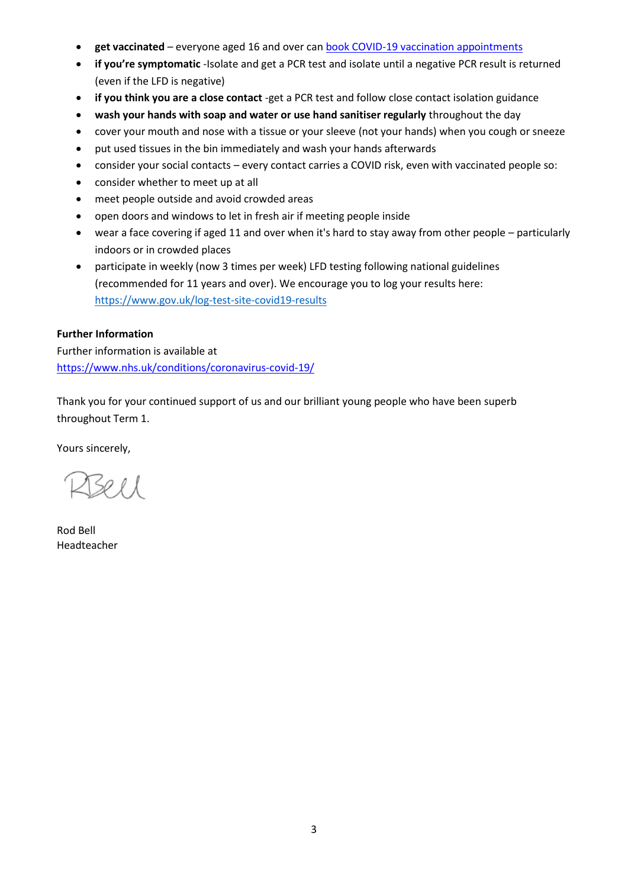- **get vaccinated** – everyone aged 16 and over can [book COVID-19 vaccination appointments]
- **if you're symptomatic** -Isolate and get a PCR test and isolate until a negative PCR result is returned (even if the LFD is negative)
- **if you think you are a close contact** -get a PCR test and follow close contact isolation guidance
- **wash your hands with soap and water or use hand sanitiser regularly** throughout the day
- cover your mouth and nose with a tissue or your sleeve (not your hands) when you cough or sneeze
- put used tissues in the bin immediately and wash your hands afterwards
- consider your social contacts – every contact carries a COVID risk, even with vaccinated people so:
- consider whether to meet up at all
- meet people outside and avoid crowded areas
- open doors and windows to let in fresh air if meeting people inside
- wear a face covering if aged 11 and over when it's hard to stay away from other people – particularly indoors or in crowded places
- participate in weekly (now 3 times per week) LFD testing following national guidelines (recommended for 11 years and over). We encourage you to log your results here: https://www.gov.uk/log-test-site-covid19-results

**Further Information**

Further information is available at
https://www.nhs.uk/conditions/coronavirus-covid-19/

Thank you for your continued support of us and our brilliant young people who have been superb throughout Term 1.

Yours sincerely,

RBell

Rod Bell
Headteacher